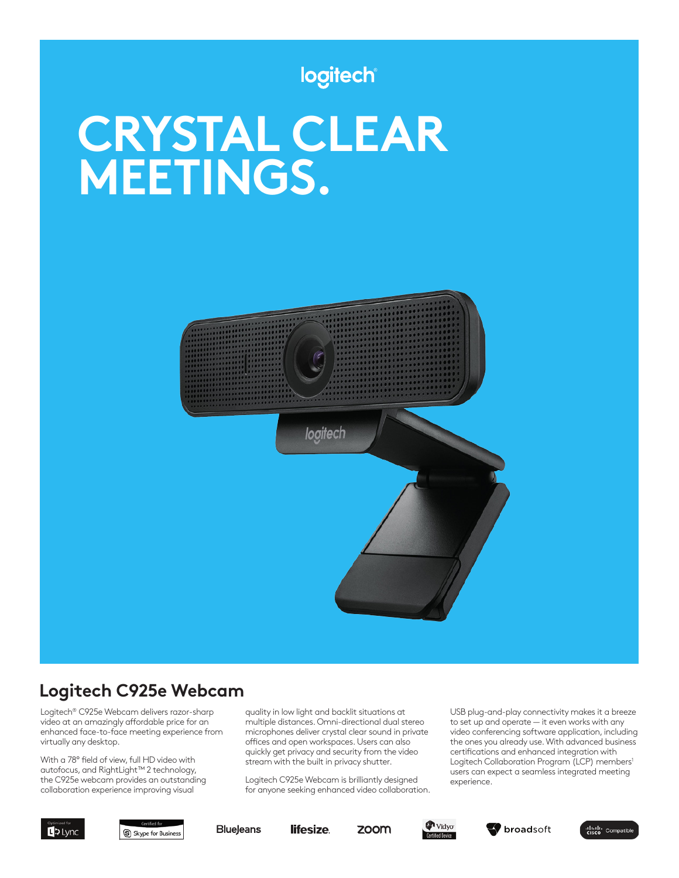logitech

# CRYSTAL CLEAR MEETINGS.

## Logitech C925e Webcam

Logitech® C925e Webcam delivers razor-sharp video at an amazingly affordable price for an enhanced face-to-face meeting experience from virtually any desktop.

With a 78° field of view, full HD video with autofocus, and RightLight™ 2 technology, the C925e webcam provides an outstanding collaboration experience improving visual quality in low light and backlit situations at multiple distances. Omni-directional dual stereo microphones deliver crystal clear sound in private offices and open workspaces. Users can also quickly get privacy and security from the video stream with the built in privacy shutter.

Logitech C925e Webcam is brilliantly designed for anyone seeking enhanced video collaboration.

USB plug-and-play connectivity makes it a breeze to set up and operate — it even works with any video conferencing software application, including the ones you already use. With advanced business certifications and enhanced integration with Logitech Collaboration Program (LCP) members[1] users can expect a seamless integrated meeting experience.

Optimized for Lync | Certified for Skype for Business | BlueJeans | lifesize | zoom | Vidyo Certified Device | broadsoft | Cisco Compatible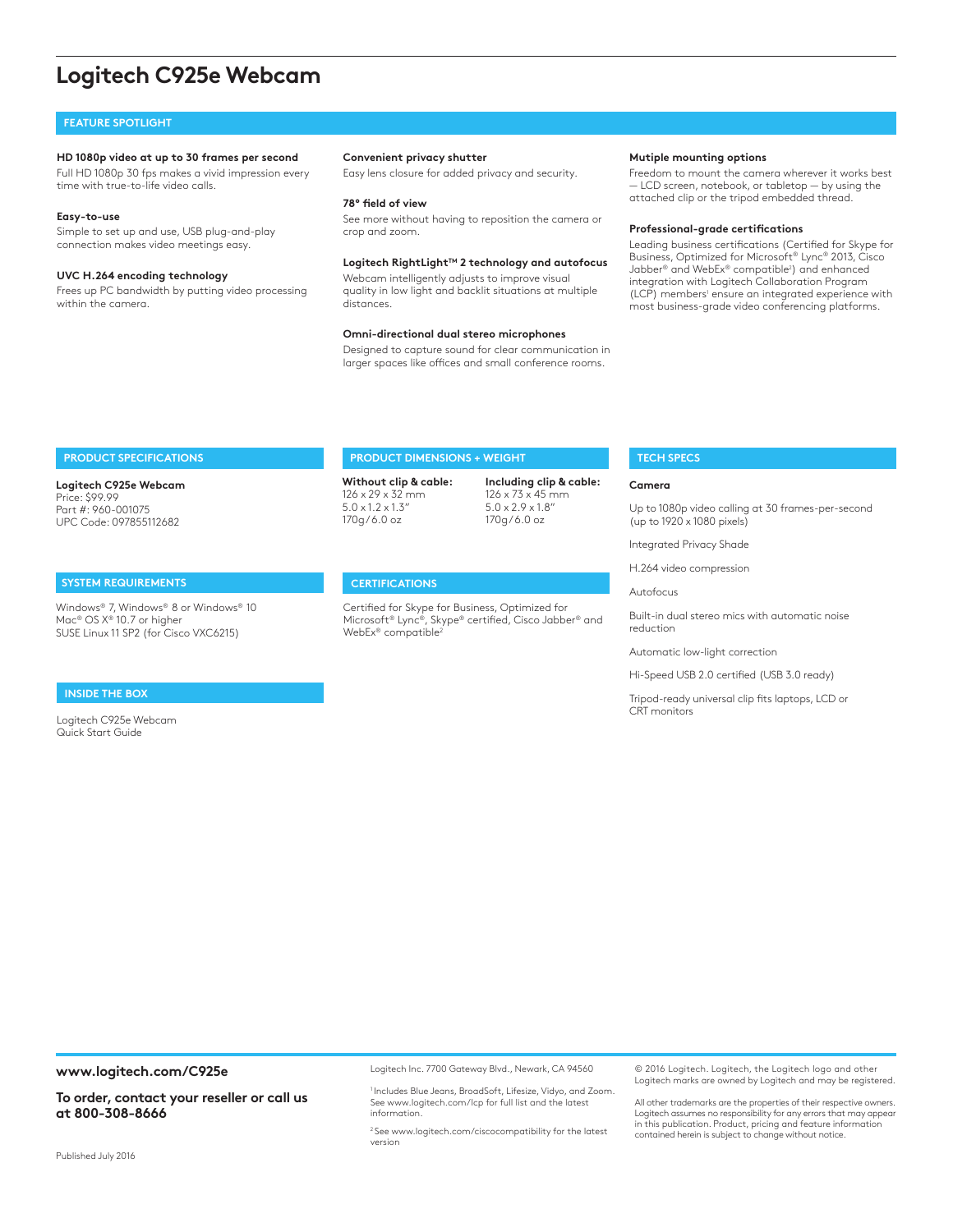# Logitech C925e Webcam

## FEATURE SPOTLIGHT

**HD 1080p video at up to 30 frames per second**
Full HD 1080p 30 fps makes a vivid impression every time with true-to-life video calls.

**Easy-to-use**
Simple to set up and use, USB plug-and-play connection makes video meetings easy.

**UVC H.264 encoding technology**
Frees up PC bandwidth by putting video processing within the camera.

**Convenient privacy shutter**
Easy lens closure for added privacy and security.

**78° field of view**
See more without having to reposition the camera or crop and zoom.

**Logitech RightLight™ 2 technology and autofocus**
Webcam intelligently adjusts to improve visual quality in low light and backlit situations at multiple distances.

**Omni-directional dual stereo microphones**
Designed to capture sound for clear communication in larger spaces like offices and small conference rooms.

**Mutiple mounting options**
Freedom to mount the camera wherever it works best — LCD screen, notebook, or tabletop — by using the attached clip or the tripod embedded thread.

**Professional-grade certifications**
Leading business certifications (Certified for Skype for Business, Optimized for Microsoft® Lync® 2013, Cisco Jabber® and WebEx® compatible[2]) and enhanced integration with Logitech Collaboration Program (LCP) members[1] ensure an integrated experience with most business-grade video conferencing platforms.

## PRODUCT SPECIFICATIONS

**Logitech C925e Webcam**
Price: $99.99
Part #: 960-001075
UPC Code: 097855112682

## SYSTEM REQUIREMENTS

Windows® 7, Windows® 8 or Windows® 10
Mac® OS X® 10.7 or higher
SUSE Linux 11 SP2 (for Cisco VXC6215)

## INSIDE THE BOX

Logitech C925e Webcam
Quick Start Guide

## PRODUCT DIMENSIONS + WEIGHT

| Without clip & cable: | Including clip & cable: |
|---|---|
| 126 x 29 x 32 mm | 126 x 73 x 45 mm |
| 5.0 x 1.2 x 1.3" | 5.0 x 2.9 x 1.8" |
| 170g/6.0 oz | 170g/6.0 oz |

## CERTIFICATIONS

Certified for Skype for Business, Optimized for Microsoft® Lync®, Skype® certified, Cisco Jabber® and WebEx® compatible[2]

## TECH SPECS

**Camera**

Up to 1080p video calling at 30 frames-per-second (up to 1920 x 1080 pixels)

Integrated Privacy Shade

H.264 video compression

Autofocus

Built-in dual stereo mics with automatic noise reduction

Automatic low-light correction

Hi-Speed USB 2.0 certified (USB 3.0 ready)

Tripod-ready universal clip fits laptops, LCD or CRT monitors

---

**www.logitech.com/C925e**

**To order, contact your reseller or call us at 800-308-8666**

Published July 2016

Logitech Inc. 7700 Gateway Blvd., Newark, CA 94560

[1] Includes Blue Jeans, BroadSoft, Lifesize, Vidyo, and Zoom. See www.logitech.com/lcp for full list and the latest information.

[2] See www.logitech.com/ciscocompatibility for the latest version

© 2016 Logitech. Logitech, the Logitech logo and other Logitech marks are owned by Logitech and may be registered.

All other trademarks are the properties of their respective owners. Logitech assumes no responsibility for any errors that may appear in this publication. Product, pricing and feature information contained herein is subject to change without notice.